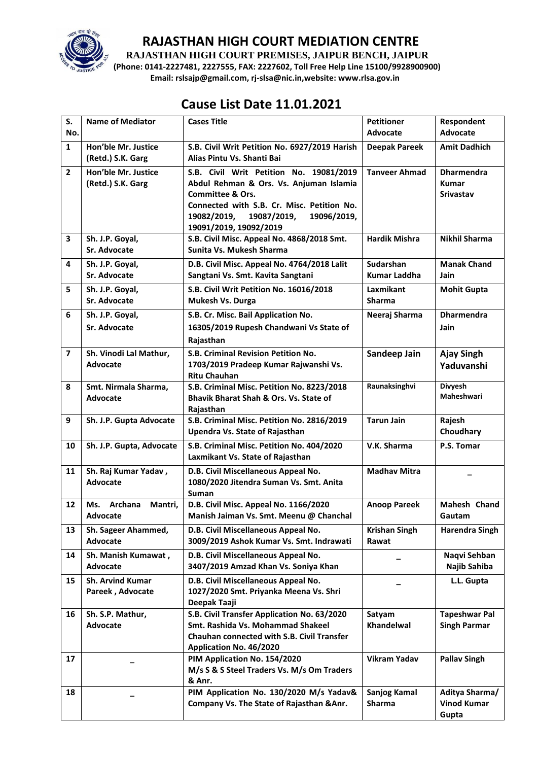# RAJASTHAN HIGH COURT MEDIATION CENTRE

**RAJASTHAN HIGH COURT PREMISES, JAIPUR BENCH, JAIPUR**

**(Phone: 0141-2227481, 2227555, FAX: 2227602, Toll Free Help Line 15100/9928900900)**

**Email: rslsajp@gmail.com, rj-slsa@nic.in,website: www.rlsa.gov.in**

## Cause List Date 11.01.2021

| S. No. | Name of Mediator | Cases Title | Petitioner Advocate | Respondent Advocate |
|---|---|---|---|---|
| 1 | Hon'ble Mr. Justice (Retd.) S.K. Garg | S.B. Civil Writ Petition No. 6927/2019 Harish Alias Pintu Vs. Shanti Bai | Deepak Pareek | Amit Dadhich |
| 2 | Hon'ble Mr. Justice (Retd.) S.K. Garg | S.B. Civil Writ Petition No. 19081/2019 Abdul Rehman & Ors. Vs. Anjuman Islamia Committee & Ors. Connected with S.B. Cr. Misc. Petition No. 19082/2019, 19087/2019, 19096/2019, 19091/2019, 19092/2019 | Tanveer Ahmad | Dharmendra Kumar Srivastav |
| 3 | Sh. J.P. Goyal, Sr. Advocate | S.B. Civil Misc. Appeal No. 4868/2018 Smt. Sunita Vs. Mukesh Sharma | Hardik Mishra | Nikhil Sharma |
| 4 | Sh. J.P. Goyal, Sr. Advocate | D.B. Civil Misc. Appeal No. 4764/2018 Lalit Sangtani Vs. Smt. Kavita Sangtani | Sudarshan Kumar Laddha | Manak Chand Jain |
| 5 | Sh. J.P. Goyal, Sr. Advocate | S.B. Civil Writ Petition No. 16016/2018 Mukesh Vs. Durga | Laxmikant Sharma | Mohit Gupta |
| 6 | Sh. J.P. Goyal, Sr. Advocate | S.B. Cr. Misc. Bail Application No. 16305/2019 Rupesh Chandwani Vs State of Rajasthan | Neeraj Sharma | Dharmendra Jain |
| 7 | Sh. Vinodi Lal Mathur, Advocate | S.B. Criminal Revision Petition No. 1703/2019 Pradeep Kumar Rajwanshi Vs. Ritu Chauhan | Sandeep Jain | Ajay Singh Yaduvanshi |
| 8 | Smt. Nirmala Sharma, Advocate | S.B. Criminal Misc. Petition No. 8223/2018 Bhavik Bharat Shah & Ors. Vs. State of Rajasthan | Raunaksinghvi | Divyesh Maheshwari |
| 9 | Sh. J.P. Gupta Advocate | S.B. Criminal Misc. Petition No. 2816/2019 Upendra Vs. State of Rajasthan | Tarun Jain | Rajesh Choudhary |
| 10 | Sh. J.P. Gupta, Advocate | S.B. Criminal Misc. Petition No. 404/2020 Laxmikant Vs. State of Rajasthan | V.K. Sharma | P.S. Tomar |
| 11 | Sh. Raj Kumar Yadav , Advocate | D.B. Civil Miscellaneous Appeal No. 1080/2020 Jitendra Suman Vs. Smt. Anita Suman | Madhav Mitra | – |
| 12 | Ms. Archana Mantri, Advocate | D.B. Civil Misc. Appeal No. 1166/2020 Manish Jaiman Vs. Smt. Meenu @ Chanchal | Anoop Pareek | Mahesh Chand Gautam |
| 13 | Sh. Sageer Ahammed, Advocate | D.B. Civil Miscellaneous Appeal No. 3009/2019 Ashok Kumar Vs. Smt. Indrawati | Krishan Singh Rawat | Harendra Singh |
| 14 | Sh. Manish Kumawat , Advocate | D.B. Civil Miscellaneous Appeal No. 3407/2019 Amzad Khan Vs. Soniya Khan | – | Naqvi Sehban Najib Sahiba |
| 15 | Sh. Arvind Kumar Pareek , Advocate | D.B. Civil Miscellaneous Appeal No. 1027/2020 Smt. Priyanka Meena Vs. Shri Deepak Taaji | – | L.L. Gupta |
| 16 | Sh. S.P. Mathur, Advocate | S.B. Civil Transfer Application No. 63/2020 Smt. Rashida Vs. Mohammad Shakeel Chauhan connected with S.B. Civil Transfer Application No. 46/2020 | Satyam Khandelwal | Tapeshwar Pal Singh Parmar |
| 17 | – | PIM Application No. 154/2020 M/s S & S Steel Traders Vs. M/s Om Traders & Anr. | Vikram Yadav | Pallav Singh |
| 18 | – | PIM Application No. 130/2020 M/s Yadav& Company Vs. The State of Rajasthan &Anr. | Sanjog Kamal Sharma | Aditya Sharma/ Vinod Kumar Gupta |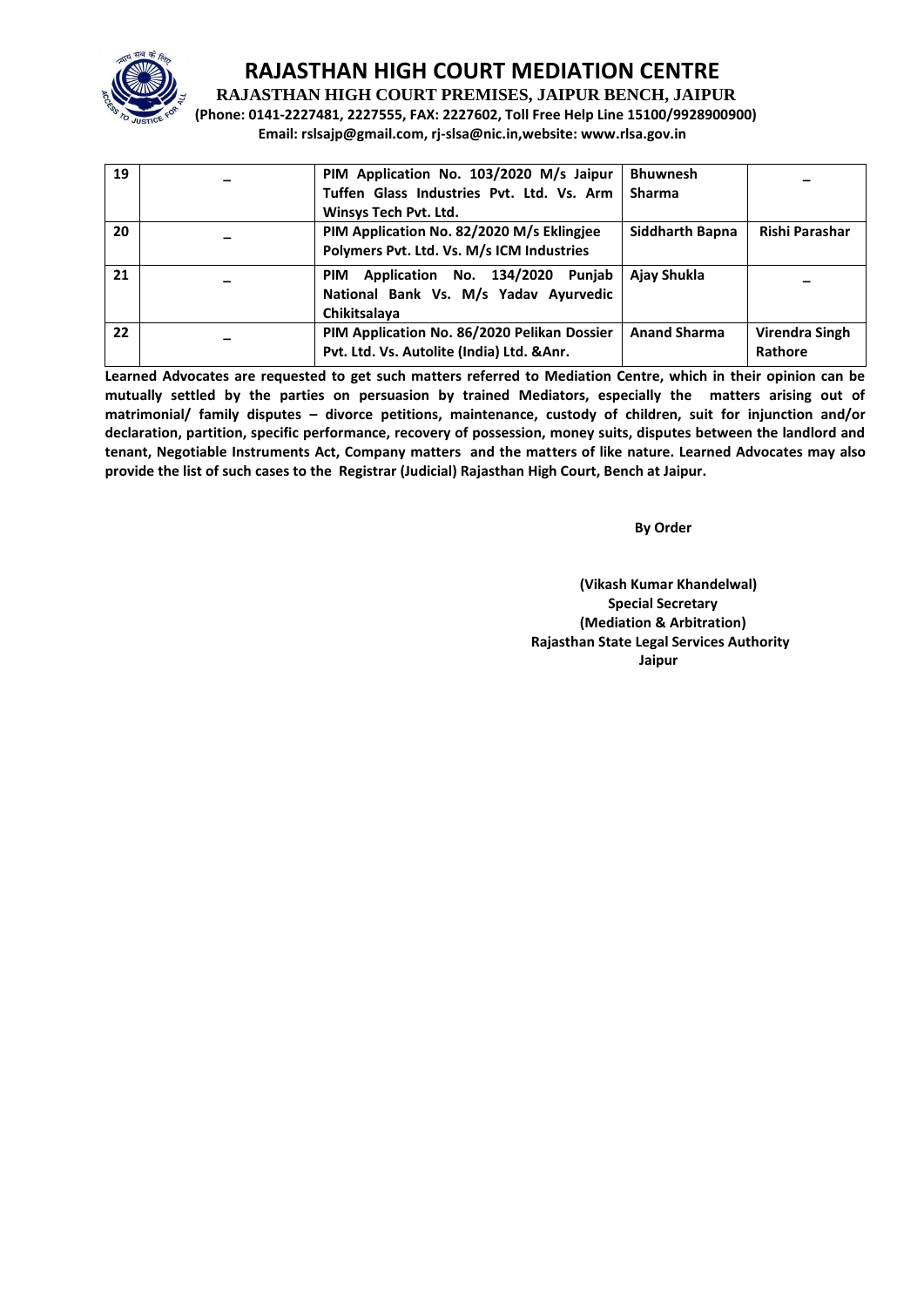# RAJASTHAN HIGH COURT MEDIATION CENTRE

**RAJASTHAN HIGH COURT PREMISES, JAIPUR BENCH, JAIPUR**

**(Phone: 0141-2227481, 2227555, FAX: 2227602, Toll Free Help Line 15100/9928900900)**

**Email: rslsajp@gmail.com, rj-slsa@nic.in,website: www.rlsa.gov.in**

| | | | | |
|---|---|---|---|---|
| **19** | – | **PIM Application No. 103/2020 M/s Jaipur Tuffen Glass Industries Pvt. Ltd. Vs. Arm Winsys Tech Pvt. Ltd.** | **Bhuwnesh Sharma** | – |
| **20** | – | **PIM Application No. 82/2020 M/s Eklingjee Polymers Pvt. Ltd. Vs. M/s ICM Industries** | **Siddharth Bapna** | **Rishi Parashar** |
| **21** | – | **PIM Application No. 134/2020 Punjab National Bank Vs. M/s Yadav Ayurvedic Chikitsalaya** | **Ajay Shukla** | – |
| **22** | – | **PIM Application No. 86/2020 Pelikan Dossier Pvt. Ltd. Vs. Autolite (India) Ltd. &Anr.** | **Anand Sharma** | **Virendra Singh Rathore** |

**Learned Advocates are requested to get such matters referred to Mediation Centre, which in their opinion can be mutually settled by the parties on persuasion by trained Mediators, especially the matters arising out of matrimonial/ family disputes – divorce petitions, maintenance, custody of children, suit for injunction and/or declaration, partition, specific performance, recovery of possession, money suits, disputes between the landlord and tenant, Negotiable Instruments Act, Company matters and the matters of like nature. Learned Advocates may also provide the list of such cases to the Registrar (Judicial) Rajasthan High Court, Bench at Jaipur.**

**By Order**

**(Vikash Kumar Khandelwal)**
**Special Secretary**
**(Mediation & Arbitration)**
**Rajasthan State Legal Services Authority**
**Jaipur**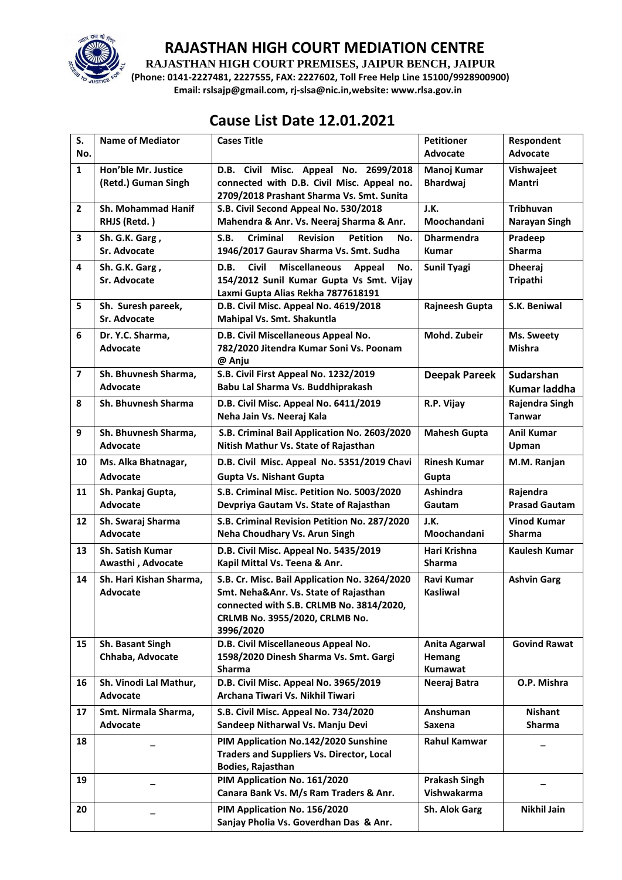# RAJASTHAN HIGH COURT MEDIATION CENTRE

**RAJASTHAN HIGH COURT PREMISES, JAIPUR BENCH, JAIPUR**

**(Phone: 0141-2227481, 2227555, FAX: 2227602, Toll Free Help Line 15100/9928900900)**

**Email: rslsajp@gmail.com, rj-slsa@nic.in,website: www.rlsa.gov.in**

## Cause List Date 12.01.2021

| S. No. | Name of Mediator | Cases Title | Petitioner Advocate | Respondent Advocate |
|---|---|---|---|---|
| 1 | Hon'ble Mr. Justice (Retd.) Guman Singh | D.B. Civil Misc. Appeal No. 2699/2018 connected with D.B. Civil Misc. Appeal no. 2709/2018 Prashant Sharma Vs. Smt. Sunita | Manoj Kumar Bhardwaj | Vishwajeet Mantri |
| 2 | Sh. Mohammad Hanif RHJS (Retd. ) | S.B. Civil Second Appeal No. 530/2018 Mahendra & Anr. Vs. Neeraj Sharma & Anr. | J.K. Moochandani | Tribhuvan Narayan Singh |
| 3 | Sh. G.K. Garg , Sr. Advocate | S.B. Criminal Revision Petition No. 1946/2017 Gaurav Sharma Vs. Smt. Sudha | Dharmendra Kumar | Pradeep Sharma |
| 4 | Sh. G.K. Garg , Sr. Advocate | D.B. Civil Miscellaneous Appeal No. 154/2012 Sunil Kumar Gupta Vs Smt. Vijay Laxmi Gupta Alias Rekha 7877618191 | Sunil Tyagi | Dheeraj Tripathi |
| 5 | Sh. Suresh pareek, Sr. Advocate | D.B. Civil Misc. Appeal No. 4619/2018 Mahipal Vs. Smt. Shakuntla | Rajneesh Gupta | S.K. Beniwal |
| 6 | Dr. Y.C. Sharma, Advocate | D.B. Civil Miscellaneous Appeal No. 782/2020 Jitendra Kumar Soni Vs. Poonam @ Anju | Mohd. Zubeir | Ms. Sweety Mishra |
| 7 | Sh. Bhuvnesh Sharma, Advocate | S.B. Civil First Appeal No. 1232/2019 Babu Lal Sharma Vs. Buddhiprakash | Deepak Pareek | Sudarshan Kumar laddha |
| 8 | Sh. Bhuvnesh Sharma | D.B. Civil Misc. Appeal No. 6411/2019 Neha Jain Vs. Neeraj Kala | R.P. Vijay | Rajendra Singh Tanwar |
| 9 | Sh. Bhuvnesh Sharma, Advocate | S.B. Criminal Bail Application No. 2603/2020 Nitish Mathur Vs. State of Rajasthan | Mahesh Gupta | Anil Kumar Upman |
| 10 | Ms. Alka Bhatnagar, Advocate | D.B. Civil Misc. Appeal No. 5351/2019 Chavi Gupta Vs. Nishant Gupta | Rinesh Kumar Gupta | M.M. Ranjan |
| 11 | Sh. Pankaj Gupta, Advocate | S.B. Criminal Misc. Petition No. 5003/2020 Devpriya Gautam Vs. State of Rajasthan | Ashindra Gautam | Rajendra Prasad Gautam |
| 12 | Sh. Swaraj Sharma Advocate | S.B. Criminal Revision Petition No. 287/2020 Neha Choudhary Vs. Arun Singh | J.K. Moochandani | Vinod Kumar Sharma |
| 13 | Sh. Satish Kumar Awasthi , Advocate | D.B. Civil Misc. Appeal No. 5435/2019 Kapil Mittal Vs. Teena & Anr. | Hari Krishna Sharma | Kaulesh Kumar |
| 14 | Sh. Hari Kishan Sharma, Advocate | S.B. Cr. Misc. Bail Application No. 3264/2020 Smt. Neha&Anr. Vs. State of Rajasthan connected with S.B. CRLMB No. 3814/2020, CRLMB No. 3955/2020, CRLMB No. 3996/2020 | Ravi Kumar Kasliwal | Ashvin Garg |
| 15 | Sh. Basant Singh Chhaba, Advocate | D.B. Civil Miscellaneous Appeal No. 1598/2020 Dinesh Sharma Vs. Smt. Gargi Sharma | Anita Agarwal Hemang Kumawat | Govind Rawat |
| 16 | Sh. Vinodi Lal Mathur, Advocate | D.B. Civil Misc. Appeal No. 3965/2019 Archana Tiwari Vs. Nikhil Tiwari | Neeraj Batra | O.P. Mishra |
| 17 | Smt. Nirmala Sharma, Advocate | S.B. Civil Misc. Appeal No. 734/2020 Sandeep Nitharwal Vs. Manju Devi | Anshuman Saxena | Nishant Sharma |
| 18 | _ | PIM Application No.142/2020 Sunshine Traders and Suppliers Vs. Director, Local Bodies, Rajasthan | Rahul Kamwar | _ |
| 19 | _ | PIM Application No. 161/2020 Canara Bank Vs. M/s Ram Traders & Anr. | Prakash Singh Vishwakarma | _ |
| 20 | _ | PIM Application No. 156/2020 Sanjay Pholia Vs. Goverdhan Das & Anr. | Sh. Alok Garg | Nikhil Jain |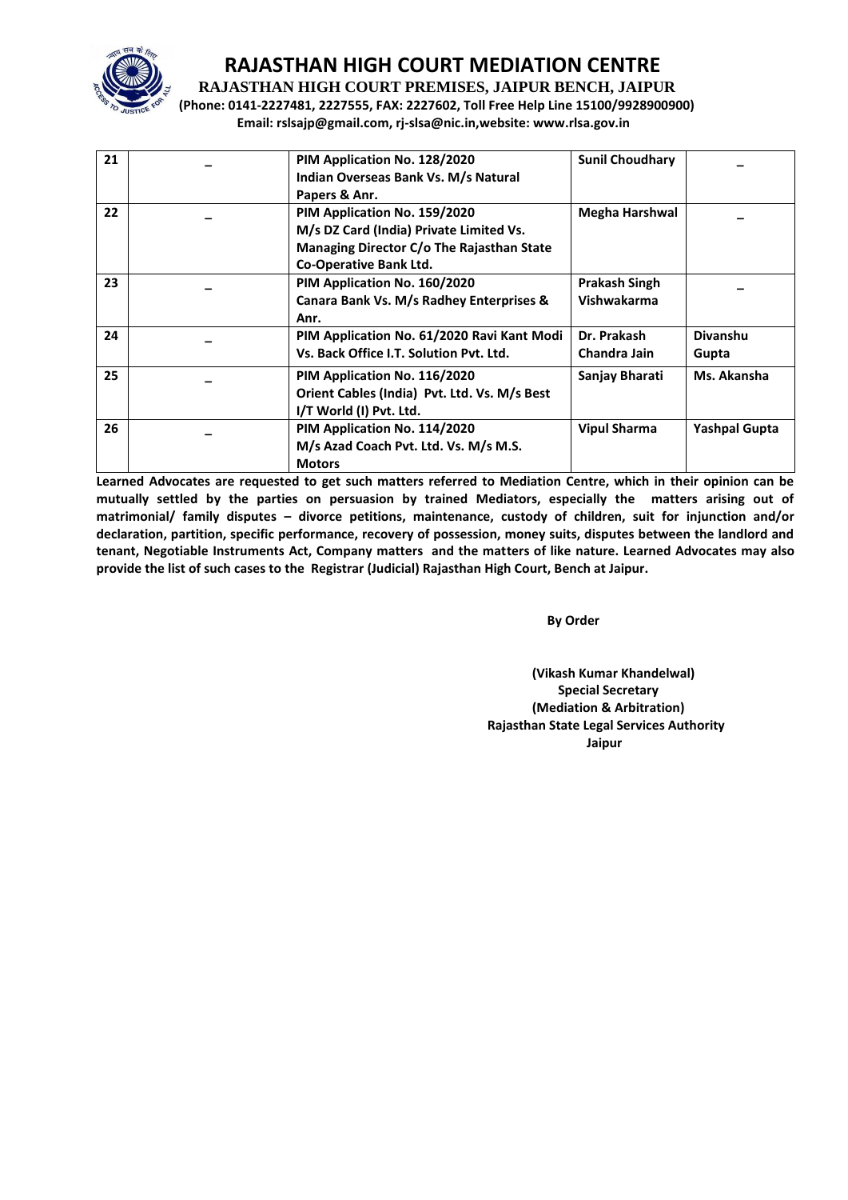# RAJASTHAN HIGH COURT MEDIATION CENTRE

**RAJASTHAN HIGH COURT PREMISES, JAIPUR BENCH, JAIPUR**

**(Phone: 0141-2227481, 2227555, FAX: 2227602, Toll Free Help Line 15100/9928900900)**

**Email: rslsajp@gmail.com, rj-slsa@nic.in,website: www.rlsa.gov.in**

| | | | | |
|---|---|---|---|---|
| **21** | – | **PIM Application No. 128/2020 Indian Overseas Bank Vs. M/s Natural Papers & Anr.** | **Sunil Choudhary** | – |
| **22** | – | **PIM Application No. 159/2020 M/s DZ Card (India) Private Limited Vs. Managing Director C/o The Rajasthan State Co-Operative Bank Ltd.** | **Megha Harshwal** | – |
| **23** | – | **PIM Application No. 160/2020 Canara Bank Vs. M/s Radhey Enterprises & Anr.** | **Prakash Singh Vishwakarma** | – |
| **24** | – | **PIM Application No. 61/2020 Ravi Kant Modi Vs. Back Office I.T. Solution Pvt. Ltd.** | **Dr. Prakash Chandra Jain** | **Divanshu Gupta** |
| **25** | – | **PIM Application No. 116/2020 Orient Cables (India) Pvt. Ltd. Vs. M/s Best I/T World (I) Pvt. Ltd.** | **Sanjay Bharati** | **Ms. Akansha** |
| **26** | – | **PIM Application No. 114/2020 M/s Azad Coach Pvt. Ltd. Vs. M/s M.S. Motors** | **Vipul Sharma** | **Yashpal Gupta** |

**Learned Advocates are requested to get such matters referred to Mediation Centre, which in their opinion can be mutually settled by the parties on persuasion by trained Mediators, especially the matters arising out of matrimonial/ family disputes – divorce petitions, maintenance, custody of children, suit for injunction and/or declaration, partition, specific performance, recovery of possession, money suits, disputes between the landlord and tenant, Negotiable Instruments Act, Company matters and the matters of like nature. Learned Advocates may also provide the list of such cases to the Registrar (Judicial) Rajasthan High Court, Bench at Jaipur.**

**By Order**

**(Vikash Kumar Khandelwal)**
**Special Secretary**
**(Mediation & Arbitration)**
**Rajasthan State Legal Services Authority**
**Jaipur**